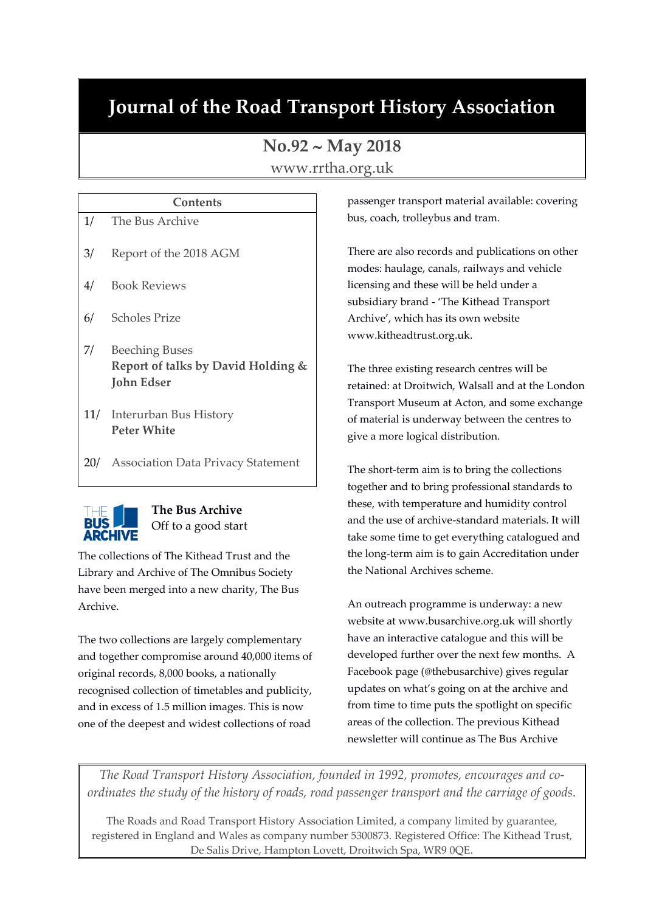# Journal of the Road Transport History Association

## No.92 ~ May 2018

www.rrtha.org.uk

| Contents | |
|---|---|
| 1/ | The Bus Archive |
| 3/ | Report of the 2018 AGM |
| 4/ | Book Reviews |
| 6/ | Scholes Prize |
| 7/ | Beeching Buses **Report of talks by David Holding & John Edser** |
| 11/ | Interurban Bus History **Peter White** |
| 20/ | Association Data Privacy Statement |

## The Bus Archive

Off to a good start

The collections of The Kithead Trust and the Library and Archive of The Omnibus Society have been merged into a new charity, The Bus Archive.

The two collections are largely complementary and together compromise around 40,000 items of original records, 8,000 books, a nationally recognised collection of timetables and publicity, and in excess of 1.5 million images. This is now one of the deepest and widest collections of road passenger transport material available: covering bus, coach, trolleybus and tram.

There are also records and publications on other modes: haulage, canals, railways and vehicle licensing and these will be held under a subsidiary brand - 'The Kithead Transport Archive', which has its own website www.kitheadtrust.org.uk.

The three existing research centres will be retained: at Droitwich, Walsall and at the London Transport Museum at Acton, and some exchange of material is underway between the centres to give a more logical distribution.

The short-term aim is to bring the collections together and to bring professional standards to these, with temperature and humidity control and the use of archive-standard materials. It will take some time to get everything catalogued and the long-term aim is to gain Accreditation under the National Archives scheme.

An outreach programme is underway: a new website at www.busarchive.org.uk will shortly have an interactive catalogue and this will be developed further over the next few months. A Facebook page (@thebusarchive) gives regular updates on what's going on at the archive and from time to time puts the spotlight on specific areas of the collection. The previous Kithead newsletter will continue as The Bus Archive

*The Road Transport History Association, founded in 1992, promotes, encourages and co-ordinates the study of the history of roads, road passenger transport and the carriage of goods.*

The Roads and Road Transport History Association Limited, a company limited by guarantee, registered in England and Wales as company number 5300873. Registered Office: The Kithead Trust, De Salis Drive, Hampton Lovett, Droitwich Spa, WR9 0QE.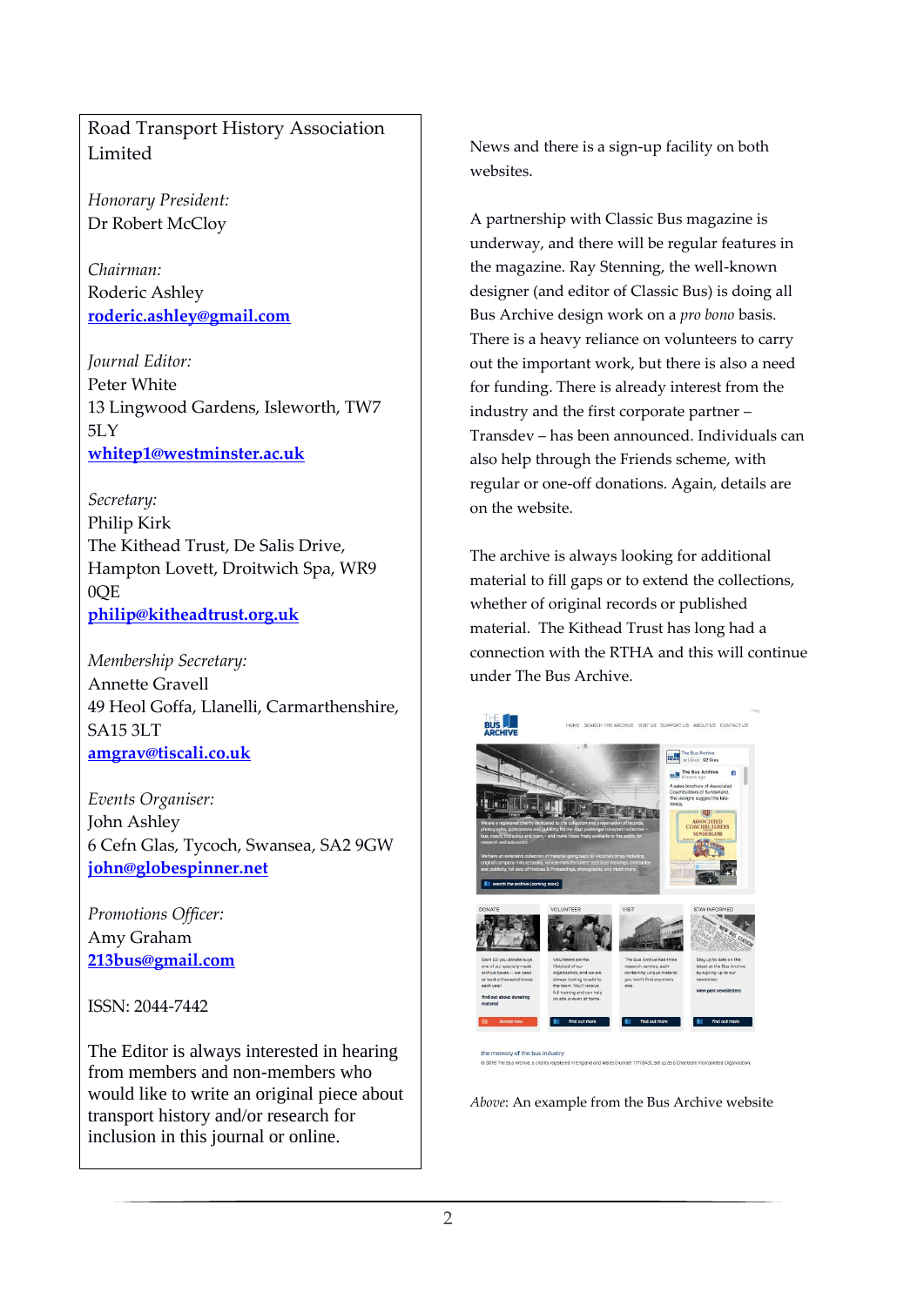Road Transport History Association Limited

*Honorary President:*
Dr Robert McCloy

*Chairman:*
Roderic Ashley
**roderic.ashley@gmail.com**

*Journal Editor:*
Peter White
13 Lingwood Gardens, Isleworth, TW7 5LY
**whitep1@westminster.ac.uk**

*Secretary:*
Philip Kirk
The Kithead Trust, De Salis Drive, Hampton Lovett, Droitwich Spa, WR9 0QE
**philip@kitheadtrust.org.uk**

*Membership Secretary:*
Annette Gravell
49 Heol Goffa, Llanelli, Carmarthenshire, SA15 3LT
**amgrav@tiscali.co.uk**

*Events Organiser:*
John Ashley
6 Cefn Glas, Tycoch, Swansea, SA2 9GW
**john@globespinner.net**

*Promotions Officer:*
Amy Graham
**213bus@gmail.com**

ISSN: 2044-7442

The Editor is always interested in hearing from members and non-members who would like to write an original piece about transport history and/or research for inclusion in this journal or online.

News and there is a sign-up facility on both websites.

A partnership with Classic Bus magazine is underway, and there will be regular features in the magazine. Ray Stenning, the well-known designer (and editor of Classic Bus) is doing all Bus Archive design work on a *pro bono* basis. There is a heavy reliance on volunteers to carry out the important work, but there is also a need for funding. There is already interest from the industry and the first corporate partner – Transdev – has been announced. Individuals can also help through the Friends scheme, with regular or one-off donations. Again, details are on the website.

The archive is always looking for additional material to fill gaps or to extend the collections, whether of original records or published material. The Kithead Trust has long had a connection with the RTHA and this will continue under The Bus Archive.

*Above*: An example from the Bus Archive website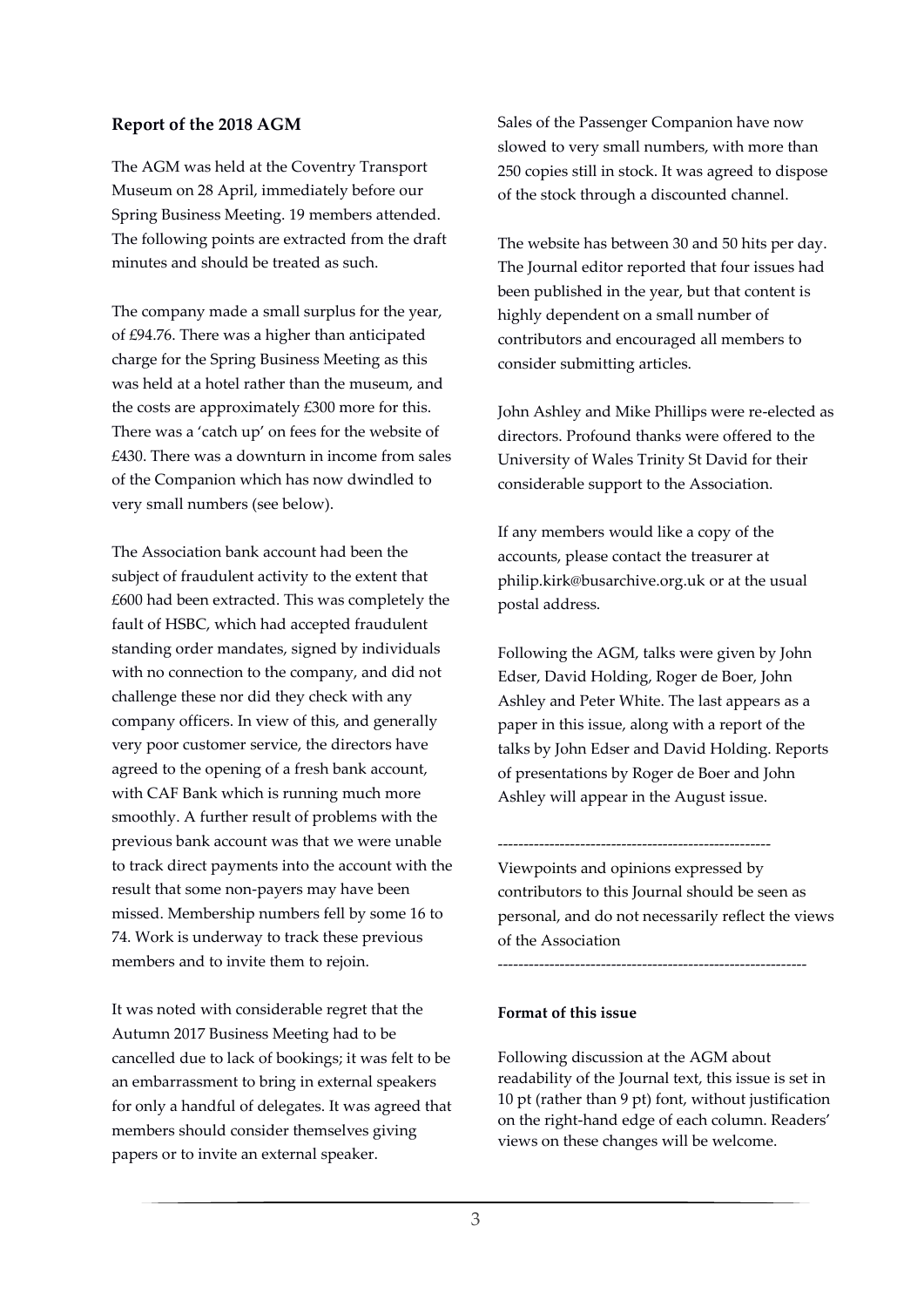## Report of the 2018 AGM

The AGM was held at the Coventry Transport Museum on 28 April, immediately before our Spring Business Meeting. 19 members attended. The following points are extracted from the draft minutes and should be treated as such.

The company made a small surplus for the year, of £94.76. There was a higher than anticipated charge for the Spring Business Meeting as this was held at a hotel rather than the museum, and the costs are approximately £300 more for this. There was a 'catch up' on fees for the website of £430. There was a downturn in income from sales of the Companion which has now dwindled to very small numbers (see below).

The Association bank account had been the subject of fraudulent activity to the extent that £600 had been extracted. This was completely the fault of HSBC, which had accepted fraudulent standing order mandates, signed by individuals with no connection to the company, and did not challenge these nor did they check with any company officers. In view of this, and generally very poor customer service, the directors have agreed to the opening of a fresh bank account, with CAF Bank which is running much more smoothly. A further result of problems with the previous bank account was that we were unable to track direct payments into the account with the result that some non-payers may have been missed. Membership numbers fell by some 16 to 74. Work is underway to track these previous members and to invite them to rejoin.

It was noted with considerable regret that the Autumn 2017 Business Meeting had to be cancelled due to lack of bookings; it was felt to be an embarrassment to bring in external speakers for only a handful of delegates. It was agreed that members should consider themselves giving papers or to invite an external speaker.

Sales of the Passenger Companion have now slowed to very small numbers, with more than 250 copies still in stock. It was agreed to dispose of the stock through a discounted channel.

The website has between 30 and 50 hits per day. The Journal editor reported that four issues had been published in the year, but that content is highly dependent on a small number of contributors and encouraged all members to consider submitting articles.

John Ashley and Mike Phillips were re-elected as directors. Profound thanks were offered to the University of Wales Trinity St David for their considerable support to the Association.

If any members would like a copy of the accounts, please contact the treasurer at philip.kirk@busarchive.org.uk or at the usual postal address.

Following the AGM, talks were given by John Edser, David Holding, Roger de Boer, John Ashley and Peter White. The last appears as a paper in this issue, along with a report of the talks by John Edser and David Holding. Reports of presentations by Roger de Boer and John Ashley will appear in the August issue.

-----------------------------------------------------

Viewpoints and opinions expressed by contributors to this Journal should be seen as personal, and do not necessarily reflect the views of the Association

-----------------------------------------------------------

**Format of this issue**

Following discussion at the AGM about readability of the Journal text, this issue is set in 10 pt (rather than 9 pt) font, without justification on the right-hand edge of each column. Readers' views on these changes will be welcome.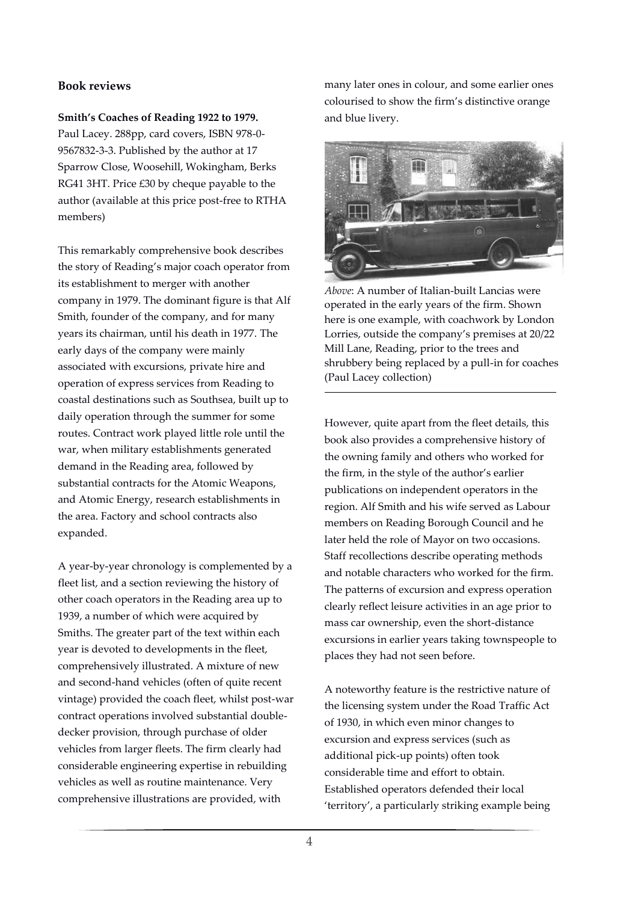## Book reviews

**Smith's Coaches of Reading 1922 to 1979.**
Paul Lacey. 288pp, card covers, ISBN 978-0-9567832-3-3. Published by the author at 17 Sparrow Close, Woosehill, Wokingham, Berks RG41 3HT. Price £30 by cheque payable to the author (available at this price post-free to RTHA members)

This remarkably comprehensive book describes the story of Reading's major coach operator from its establishment to merger with another company in 1979. The dominant figure is that Alf Smith, founder of the company, and for many years its chairman, until his death in 1977. The early days of the company were mainly associated with excursions, private hire and operation of express services from Reading to coastal destinations such as Southsea, built up to daily operation through the summer for some routes. Contract work played little role until the war, when military establishments generated demand in the Reading area, followed by substantial contracts for the Atomic Weapons, and Atomic Energy, research establishments in the area. Factory and school contracts also expanded.

A year-by-year chronology is complemented by a fleet list, and a section reviewing the history of other coach operators in the Reading area up to 1939, a number of which were acquired by Smiths. The greater part of the text within each year is devoted to developments in the fleet, comprehensively illustrated. A mixture of new and second-hand vehicles (often of quite recent vintage) provided the coach fleet, whilst post-war contract operations involved substantial double-decker provision, through purchase of older vehicles from larger fleets. The firm clearly had considerable engineering expertise in rebuilding vehicles as well as routine maintenance. Very comprehensive illustrations are provided, with many later ones in colour, and some earlier ones colourised to show the firm's distinctive orange and blue livery.

*Above*: A number of Italian-built Lancias were operated in the early years of the firm. Shown here is one example, with coachwork by London Lorries, outside the company's premises at 20/22 Mill Lane, Reading, prior to the trees and shrubbery being replaced by a pull-in for coaches (Paul Lacey collection)

However, quite apart from the fleet details, this book also provides a comprehensive history of the owning family and others who worked for the firm, in the style of the author's earlier publications on independent operators in the region. Alf Smith and his wife served as Labour members on Reading Borough Council and he later held the role of Mayor on two occasions. Staff recollections describe operating methods and notable characters who worked for the firm. The patterns of excursion and express operation clearly reflect leisure activities in an age prior to mass car ownership, even the short-distance excursions in earlier years taking townspeople to places they had not seen before.

A noteworthy feature is the restrictive nature of the licensing system under the Road Traffic Act of 1930, in which even minor changes to excursion and express services (such as additional pick-up points) often took considerable time and effort to obtain. Established operators defended their local 'territory', a particularly striking example being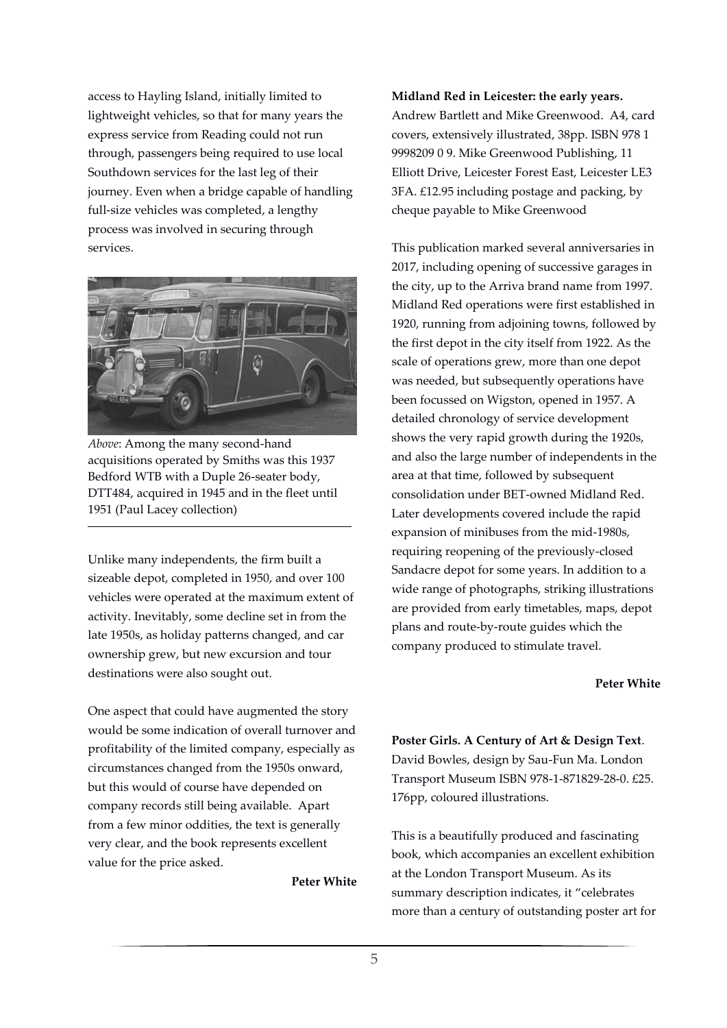access to Hayling Island, initially limited to lightweight vehicles, so that for many years the express service from Reading could not run through, passengers being required to use local Southdown services for the last leg of their journey. Even when a bridge capable of handling full-size vehicles was completed, a lengthy process was involved in securing through services.

*Above*: Among the many second-hand acquisitions operated by Smiths was this 1937 Bedford WTB with a Duple 26-seater body, DTT484, acquired in 1945 and in the fleet until 1951 (Paul Lacey collection)

Unlike many independents, the firm built a sizeable depot, completed in 1950, and over 100 vehicles were operated at the maximum extent of activity. Inevitably, some decline set in from the late 1950s, as holiday patterns changed, and car ownership grew, but new excursion and tour destinations were also sought out.

One aspect that could have augmented the story would be some indication of overall turnover and profitability of the limited company, especially as circumstances changed from the 1950s onward, but this would of course have depended on company records still being available. Apart from a few minor oddities, the text is generally very clear, and the book represents excellent value for the price asked.

**Peter White**

**Midland Red in Leicester: the early years.** Andrew Bartlett and Mike Greenwood. A4, card covers, extensively illustrated, 38pp. ISBN 978 1 9998209 0 9. Mike Greenwood Publishing, 11 Elliott Drive, Leicester Forest East, Leicester LE3 3FA. £12.95 including postage and packing, by cheque payable to Mike Greenwood

This publication marked several anniversaries in 2017, including opening of successive garages in the city, up to the Arriva brand name from 1997. Midland Red operations were first established in 1920, running from adjoining towns, followed by the first depot in the city itself from 1922. As the scale of operations grew, more than one depot was needed, but subsequently operations have been focussed on Wigston, opened in 1957. A detailed chronology of service development shows the very rapid growth during the 1920s, and also the large number of independents in the area at that time, followed by subsequent consolidation under BET-owned Midland Red. Later developments covered include the rapid expansion of minibuses from the mid-1980s, requiring reopening of the previously-closed Sandacre depot for some years. In addition to a wide range of photographs, striking illustrations are provided from early timetables, maps, depot plans and route-by-route guides which the company produced to stimulate travel.

**Peter White**

**Poster Girls. A Century of Art & Design Text**. David Bowles, design by Sau-Fun Ma. London Transport Museum ISBN 978-1-871829-28-0. £25. 176pp, coloured illustrations.

This is a beautifully produced and fascinating book, which accompanies an excellent exhibition at the London Transport Museum. As its summary description indicates, it "celebrates more than a century of outstanding poster art for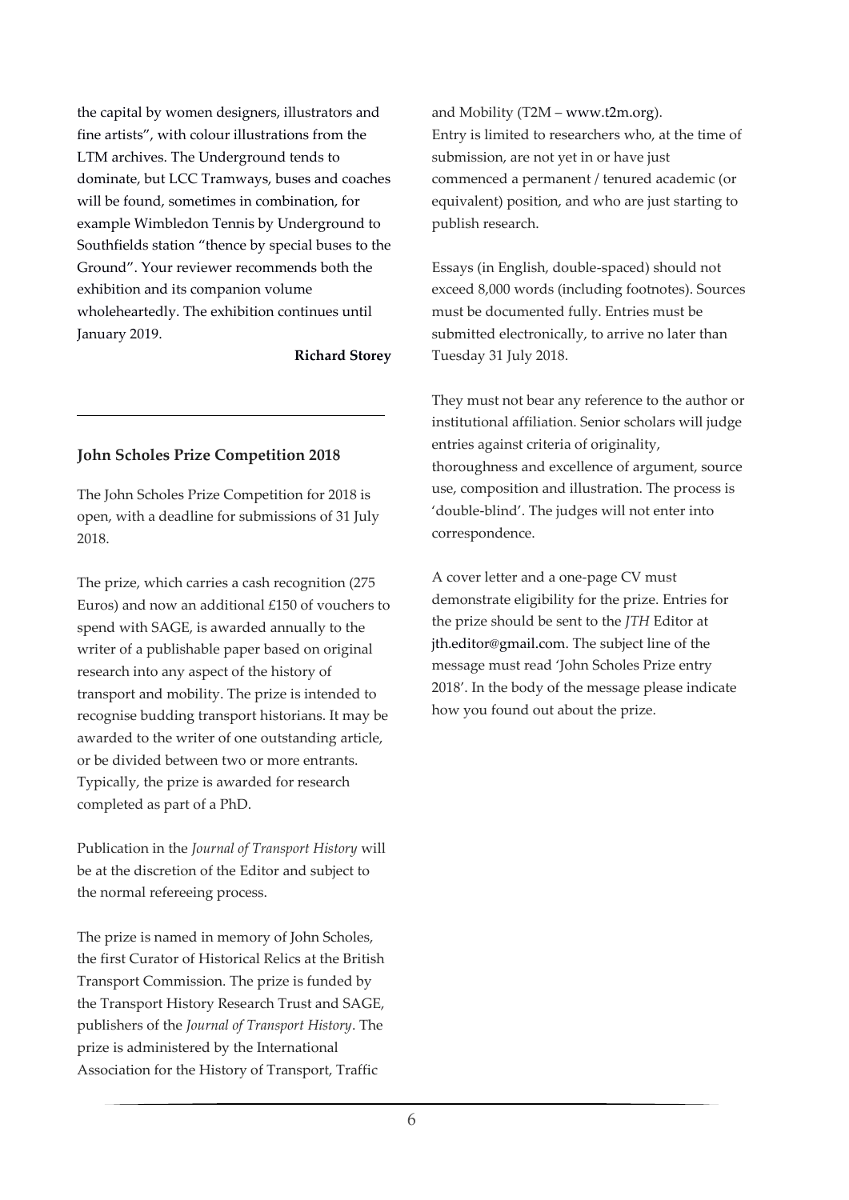the capital by women designers, illustrators and fine artists", with colour illustrations from the LTM archives. The Underground tends to dominate, but LCC Tramways, buses and coaches will be found, sometimes in combination, for example Wimbledon Tennis by Underground to Southfields station "thence by special buses to the Ground". Your reviewer recommends both the exhibition and its companion volume wholeheartedly. The exhibition continues until January 2019.

**Richard Storey**

---

### John Scholes Prize Competition 2018

The John Scholes Prize Competition for 2018 is open, with a deadline for submissions of 31 July 2018.

The prize, which carries a cash recognition (275 Euros) and now an additional £150 of vouchers to spend with SAGE, is awarded annually to the writer of a publishable paper based on original research into any aspect of the history of transport and mobility. The prize is intended to recognise budding transport historians. It may be awarded to the writer of one outstanding article, or be divided between two or more entrants. Typically, the prize is awarded for research completed as part of a PhD.

Publication in the *Journal of Transport History* will be at the discretion of the Editor and subject to the normal refereeing process.

The prize is named in memory of John Scholes, the first Curator of Historical Relics at the British Transport Commission. The prize is funded by the Transport History Research Trust and SAGE, publishers of the *Journal of Transport History*. The prize is administered by the International Association for the History of Transport, Traffic and Mobility (T2M – www.t2m.org).
Entry is limited to researchers who, at the time of submission, are not yet in or have just commenced a permanent / tenured academic (or equivalent) position, and who are just starting to publish research.

Essays (in English, double-spaced) should not exceed 8,000 words (including footnotes). Sources must be documented fully. Entries must be submitted electronically, to arrive no later than Tuesday 31 July 2018.

They must not bear any reference to the author or institutional affiliation. Senior scholars will judge entries against criteria of originality, thoroughness and excellence of argument, source use, composition and illustration. The process is 'double-blind'. The judges will not enter into correspondence.

A cover letter and a one-page CV must demonstrate eligibility for the prize. Entries for the prize should be sent to the *JTH* Editor at jth.editor@gmail.com. The subject line of the message must read 'John Scholes Prize entry 2018'. In the body of the message please indicate how you found out about the prize.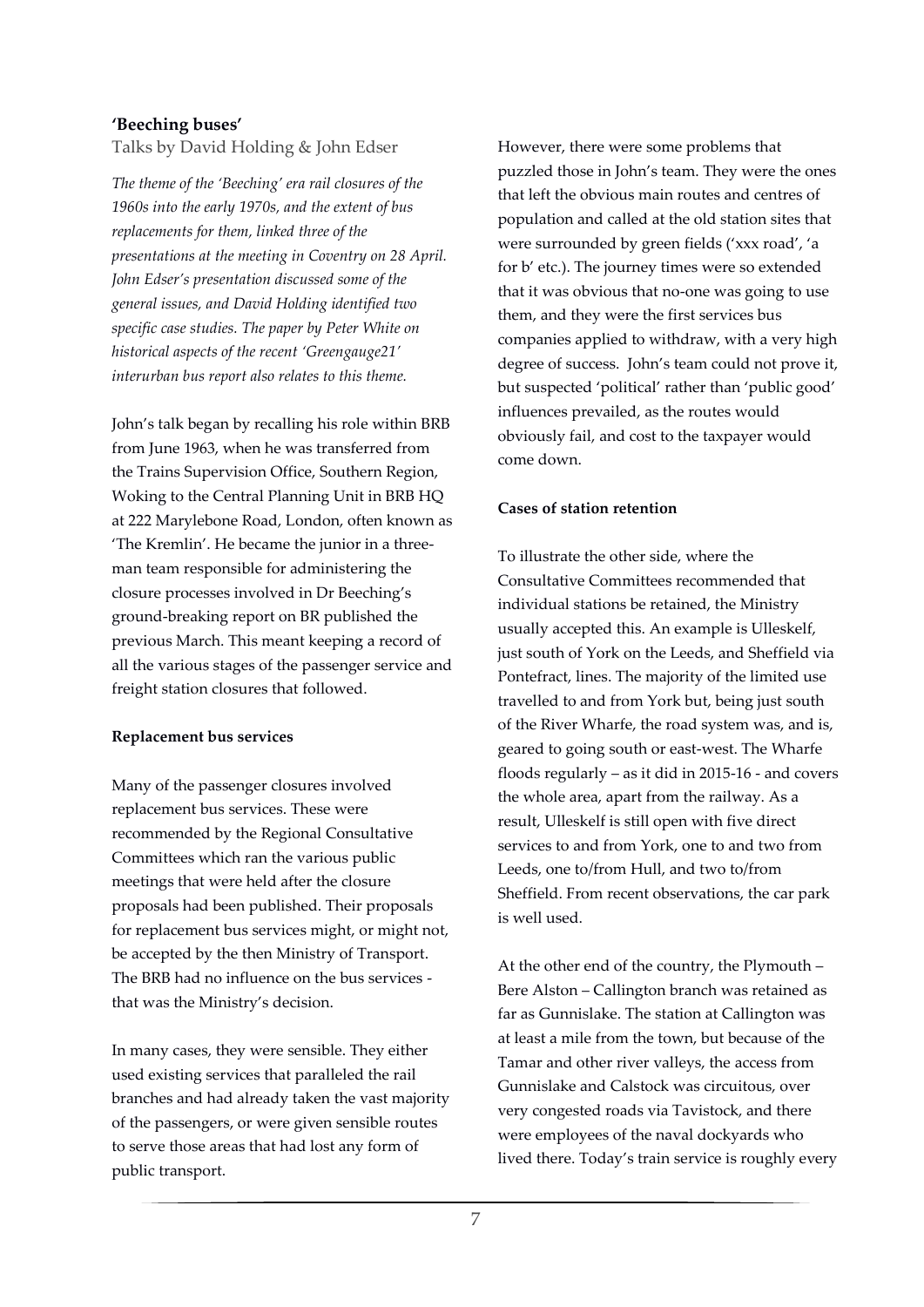## 'Beeching buses'

Talks by David Holding & John Edser

*The theme of the 'Beeching' era rail closures of the 1960s into the early 1970s, and the extent of bus replacements for them, linked three of the presentations at the meeting in Coventry on 28 April. John Edser's presentation discussed some of the general issues, and David Holding identified two specific case studies. The paper by Peter White on historical aspects of the recent 'Greengauge21' interurban bus report also relates to this theme.*

John's talk began by recalling his role within BRB from June 1963, when he was transferred from the Trains Supervision Office, Southern Region, Woking to the Central Planning Unit in BRB HQ at 222 Marylebone Road, London, often known as 'The Kremlin'. He became the junior in a three-man team responsible for administering the closure processes involved in Dr Beeching's ground-breaking report on BR published the previous March. This meant keeping a record of all the various stages of the passenger service and freight station closures that followed.

### Replacement bus services

Many of the passenger closures involved replacement bus services. These were recommended by the Regional Consultative Committees which ran the various public meetings that were held after the closure proposals had been published. Their proposals for replacement bus services might, or might not, be accepted by the then Ministry of Transport. The BRB had no influence on the bus services - that was the Ministry's decision.

In many cases, they were sensible. They either used existing services that paralleled the rail branches and had already taken the vast majority of the passengers, or were given sensible routes to serve those areas that had lost any form of public transport.

However, there were some problems that puzzled those in John's team. They were the ones that left the obvious main routes and centres of population and called at the old station sites that were surrounded by green fields ('xxx road', 'a for b' etc.). The journey times were so extended that it was obvious that no-one was going to use them, and they were the first services bus companies applied to withdraw, with a very high degree of success. John's team could not prove it, but suspected 'political' rather than 'public good' influences prevailed, as the routes would obviously fail, and cost to the taxpayer would come down.

### Cases of station retention

To illustrate the other side, where the Consultative Committees recommended that individual stations be retained, the Ministry usually accepted this. An example is Ulleskelf, just south of York on the Leeds, and Sheffield via Pontefract, lines. The majority of the limited use travelled to and from York but, being just south of the River Wharfe, the road system was, and is, geared to going south or east-west. The Wharfe floods regularly – as it did in 2015-16 - and covers the whole area, apart from the railway. As a result, Ulleskelf is still open with five direct services to and from York, one to and two from Leeds, one to/from Hull, and two to/from Sheffield. From recent observations, the car park is well used.

At the other end of the country, the Plymouth – Bere Alston – Callington branch was retained as far as Gunnislake. The station at Callington was at least a mile from the town, but because of the Tamar and other river valleys, the access from Gunnislake and Calstock was circuitous, over very congested roads via Tavistock, and there were employees of the naval dockyards who lived there. Today's train service is roughly every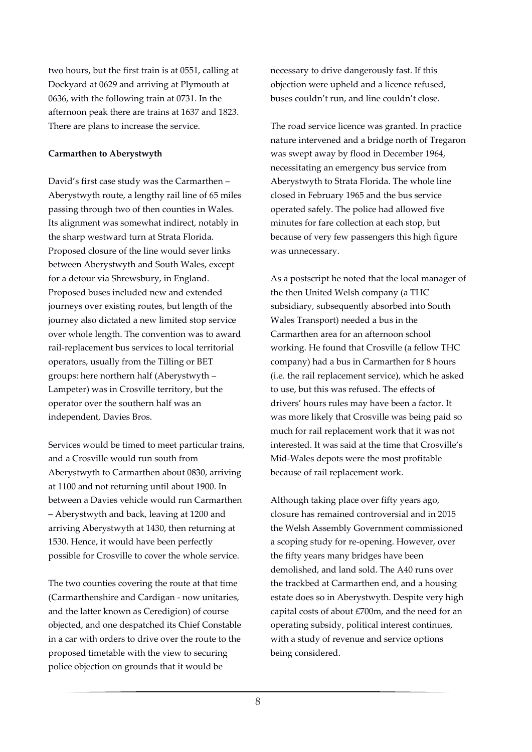two hours, but the first train is at 0551, calling at Dockyard at 0629 and arriving at Plymouth at 0636, with the following train at 0731. In the afternoon peak there are trains at 1637 and 1823. There are plans to increase the service.

**Carmarthen to Aberystwyth**

David's first case study was the Carmarthen – Aberystwyth route, a lengthy rail line of 65 miles passing through two of then counties in Wales. Its alignment was somewhat indirect, notably in the sharp westward turn at Strata Florida. Proposed closure of the line would sever links between Aberystwyth and South Wales, except for a detour via Shrewsbury, in England. Proposed buses included new and extended journeys over existing routes, but length of the journey also dictated a new limited stop service over whole length. The convention was to award rail-replacement bus services to local territorial operators, usually from the Tilling or BET groups: here northern half (Aberystwyth – Lampeter) was in Crosville territory, but the operator over the southern half was an independent, Davies Bros.

Services would be timed to meet particular trains, and a Crosville would run south from Aberystwyth to Carmarthen about 0830, arriving at 1100 and not returning until about 1900. In between a Davies vehicle would run Carmarthen – Aberystwyth and back, leaving at 1200 and arriving Aberystwyth at 1430, then returning at 1530. Hence, it would have been perfectly possible for Crosville to cover the whole service.

The two counties covering the route at that time (Carmarthenshire and Cardigan - now unitaries, and the latter known as Ceredigion) of course objected, and one despatched its Chief Constable in a car with orders to drive over the route to the proposed timetable with the view to securing police objection on grounds that it would be necessary to drive dangerously fast. If this objection were upheld and a licence refused, buses couldn't run, and line couldn't close.

The road service licence was granted. In practice nature intervened and a bridge north of Tregaron was swept away by flood in December 1964, necessitating an emergency bus service from Aberystwyth to Strata Florida. The whole line closed in February 1965 and the bus service operated safely. The police had allowed five minutes for fare collection at each stop, but because of very few passengers this high figure was unnecessary.

As a postscript he noted that the local manager of the then United Welsh company (a THC subsidiary, subsequently absorbed into South Wales Transport) needed a bus in the Carmarthen area for an afternoon school working. He found that Crosville (a fellow THC company) had a bus in Carmarthen for 8 hours (i.e. the rail replacement service), which he asked to use, but this was refused. The effects of drivers' hours rules may have been a factor. It was more likely that Crosville was being paid so much for rail replacement work that it was not interested. It was said at the time that Crosville's Mid-Wales depots were the most profitable because of rail replacement work.

Although taking place over fifty years ago, closure has remained controversial and in 2015 the Welsh Assembly Government commissioned a scoping study for re-opening. However, over the fifty years many bridges have been demolished, and land sold. The A40 runs over the trackbed at Carmarthen end, and a housing estate does so in Aberystwyth. Despite very high capital costs of about £700m, and the need for an operating subsidy, political interest continues, with a study of revenue and service options being considered.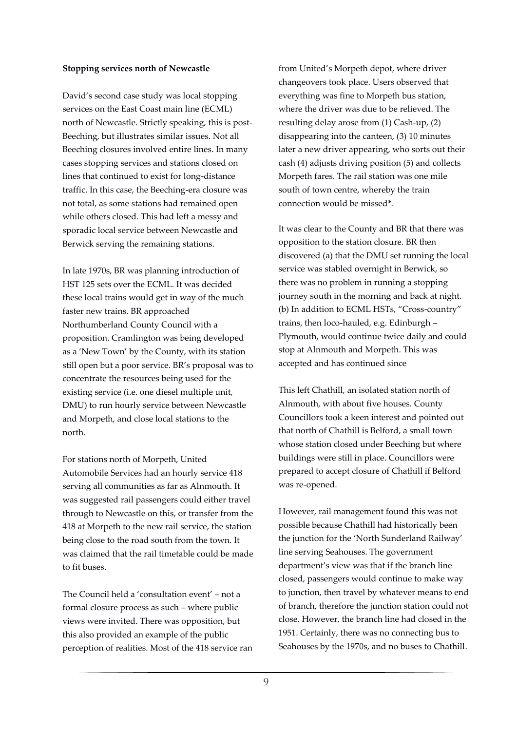**Stopping services north of Newcastle**

David's second case study was local stopping services on the East Coast main line (ECML) north of Newcastle. Strictly speaking, this is post-Beeching, but illustrates similar issues. Not all Beeching closures involved entire lines. In many cases stopping services and stations closed on lines that continued to exist for long-distance traffic. In this case, the Beeching-era closure was not total, as some stations had remained open while others closed. This had left a messy and sporadic local service between Newcastle and Berwick serving the remaining stations.

In late 1970s, BR was planning introduction of HST 125 sets over the ECML. It was decided these local trains would get in way of the much faster new trains. BR approached Northumberland County Council with a proposition. Cramlington was being developed as a 'New Town' by the County, with its station still open but a poor service. BR's proposal was to concentrate the resources being used for the existing service (i.e. one diesel multiple unit, DMU) to run hourly service between Newcastle and Morpeth, and close local stations to the north.

For stations north of Morpeth, United Automobile Services had an hourly service 418 serving all communities as far as Alnmouth. It was suggested rail passengers could either travel through to Newcastle on this, or transfer from the 418 at Morpeth to the new rail service, the station being close to the road south from the town. It was claimed that the rail timetable could be made to fit buses.

The Council held a 'consultation event' – not a formal closure process as such – where public views were invited. There was opposition, but this also provided an example of the public perception of realities. Most of the 418 service ran from United's Morpeth depot, where driver changeovers took place. Users observed that everything was fine to Morpeth bus station, where the driver was due to be relieved. The resulting delay arose from (1) Cash-up, (2) disappearing into the canteen, (3) 10 minutes later a new driver appearing, who sorts out their cash (4) adjusts driving position (5) and collects Morpeth fares. The rail station was one mile south of town centre, whereby the train connection would be missed*.

It was clear to the County and BR that there was opposition to the station closure. BR then discovered (a) that the DMU set running the local service was stabled overnight in Berwick, so there was no problem in running a stopping journey south in the morning and back at night. (b) In addition to ECML HSTs, "Cross-country" trains, then loco-hauled, e.g. Edinburgh – Plymouth, would continue twice daily and could stop at Alnmouth and Morpeth. This was accepted and has continued since

This left Chathill, an isolated station north of Alnmouth, with about five houses. County Councillors took a keen interest and pointed out that north of Chathill is Belford, a small town whose station closed under Beeching but where buildings were still in place. Councillors were prepared to accept closure of Chathill if Belford was re-opened.

However, rail management found this was not possible because Chathill had historically been the junction for the 'North Sunderland Railway' line serving Seahouses. The government department's view was that if the branch line closed, passengers would continue to make way to junction, then travel by whatever means to end of branch, therefore the junction station could not close. However, the branch line had closed in the 1951. Certainly, there was no connecting bus to Seahouses by the 1970s, and no buses to Chathill.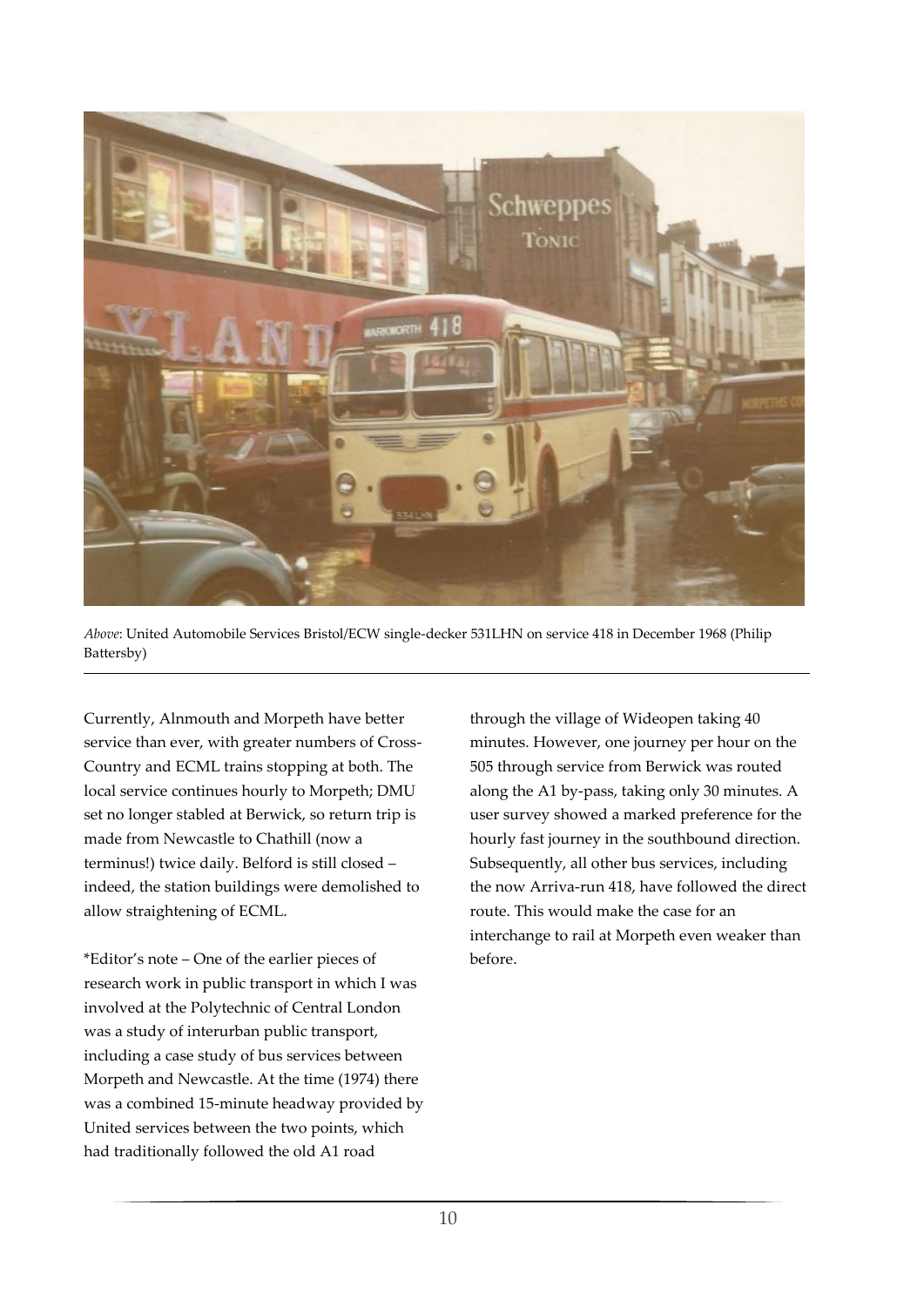*Above*: United Automobile Services Bristol/ECW single-decker 531LHN on service 418 in December 1968 (Philip Battersby)

Currently, Alnmouth and Morpeth have better service than ever, with greater numbers of Cross-Country and ECML trains stopping at both. The local service continues hourly to Morpeth; DMU set no longer stabled at Berwick, so return trip is made from Newcastle to Chathill (now a terminus!) twice daily. Belford is still closed – indeed, the station buildings were demolished to allow straightening of ECML.

*Editor's note – One of the earlier pieces of research work in public transport in which I was involved at the Polytechnic of Central London was a study of interurban public transport, including a case study of bus services between Morpeth and Newcastle. At the time (1974) there was a combined 15-minute headway provided by United services between the two points, which had traditionally followed the old A1 road through the village of Wideopen taking 40 minutes. However, one journey per hour on the 505 through service from Berwick was routed along the A1 by-pass, taking only 30 minutes. A user survey showed a marked preference for the hourly fast journey in the southbound direction. Subsequently, all other bus services, including the now Arriva-run 418, have followed the direct route. This would make the case for an interchange to rail at Morpeth even weaker than before.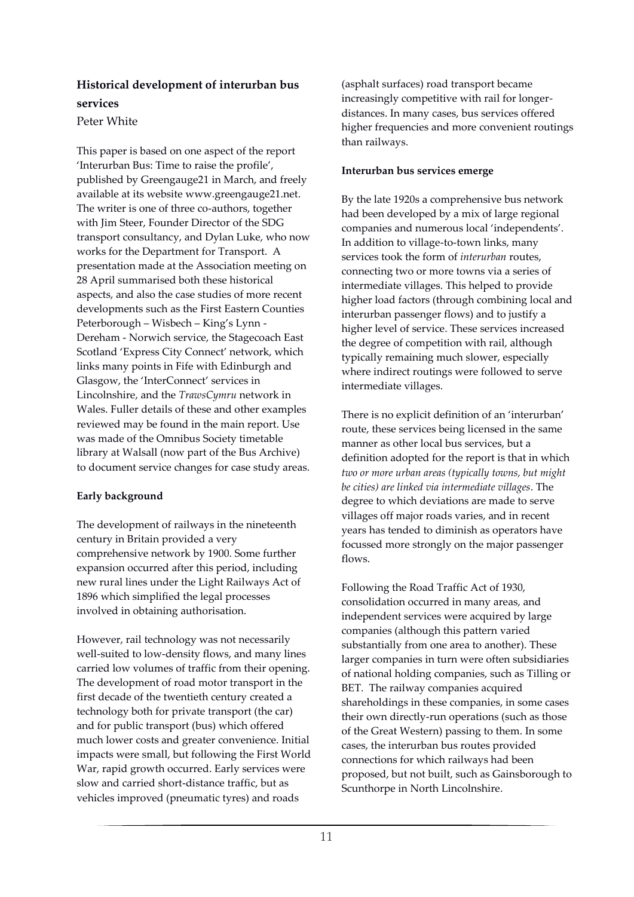## Historical development of interurban bus services

Peter White

This paper is based on one aspect of the report 'Interurban Bus: Time to raise the profile', published by Greengauge21 in March, and freely available at its website www.greengauge21.net. The writer is one of three co-authors, together with Jim Steer, Founder Director of the SDG transport consultancy, and Dylan Luke, who now works for the Department for Transport. A presentation made at the Association meeting on 28 April summarised both these historical aspects, and also the case studies of more recent developments such as the First Eastern Counties Peterborough – Wisbech – King's Lynn - Dereham - Norwich service, the Stagecoach East Scotland 'Express City Connect' network, which links many points in Fife with Edinburgh and Glasgow, the 'InterConnect' services in Lincolnshire, and the *TrawsCymru* network in Wales. Fuller details of these and other examples reviewed may be found in the main report. Use was made of the Omnibus Society timetable library at Walsall (now part of the Bus Archive) to document service changes for case study areas.

### Early background

The development of railways in the nineteenth century in Britain provided a very comprehensive network by 1900. Some further expansion occurred after this period, including new rural lines under the Light Railways Act of 1896 which simplified the legal processes involved in obtaining authorisation.

However, rail technology was not necessarily well-suited to low-density flows, and many lines carried low volumes of traffic from their opening. The development of road motor transport in the first decade of the twentieth century created a technology both for private transport (the car) and for public transport (bus) which offered much lower costs and greater convenience. Initial impacts were small, but following the First World War, rapid growth occurred. Early services were slow and carried short-distance traffic, but as vehicles improved (pneumatic tyres) and roads (asphalt surfaces) road transport became increasingly competitive with rail for longer-distances. In many cases, bus services offered higher frequencies and more convenient routings than railways.

### Interurban bus services emerge

By the late 1920s a comprehensive bus network had been developed by a mix of large regional companies and numerous local 'independents'. In addition to village-to-town links, many services took the form of *interurban* routes, connecting two or more towns via a series of intermediate villages. This helped to provide higher load factors (through combining local and interurban passenger flows) and to justify a higher level of service. These services increased the degree of competition with rail, although typically remaining much slower, especially where indirect routings were followed to serve intermediate villages.

There is no explicit definition of an 'interurban' route, these services being licensed in the same manner as other local bus services, but a definition adopted for the report is that in which *two or more urban areas (typically towns, but might be cities) are linked via intermediate villages*. The degree to which deviations are made to serve villages off major roads varies, and in recent years has tended to diminish as operators have focussed more strongly on the major passenger flows.

Following the Road Traffic Act of 1930, consolidation occurred in many areas, and independent services were acquired by large companies (although this pattern varied substantially from one area to another). These larger companies in turn were often subsidiaries of national holding companies, such as Tilling or BET. The railway companies acquired shareholdings in these companies, in some cases their own directly-run operations (such as those of the Great Western) passing to them. In some cases, the interurban bus routes provided connections for which railways had been proposed, but not built, such as Gainsborough to Scunthorpe in North Lincolnshire.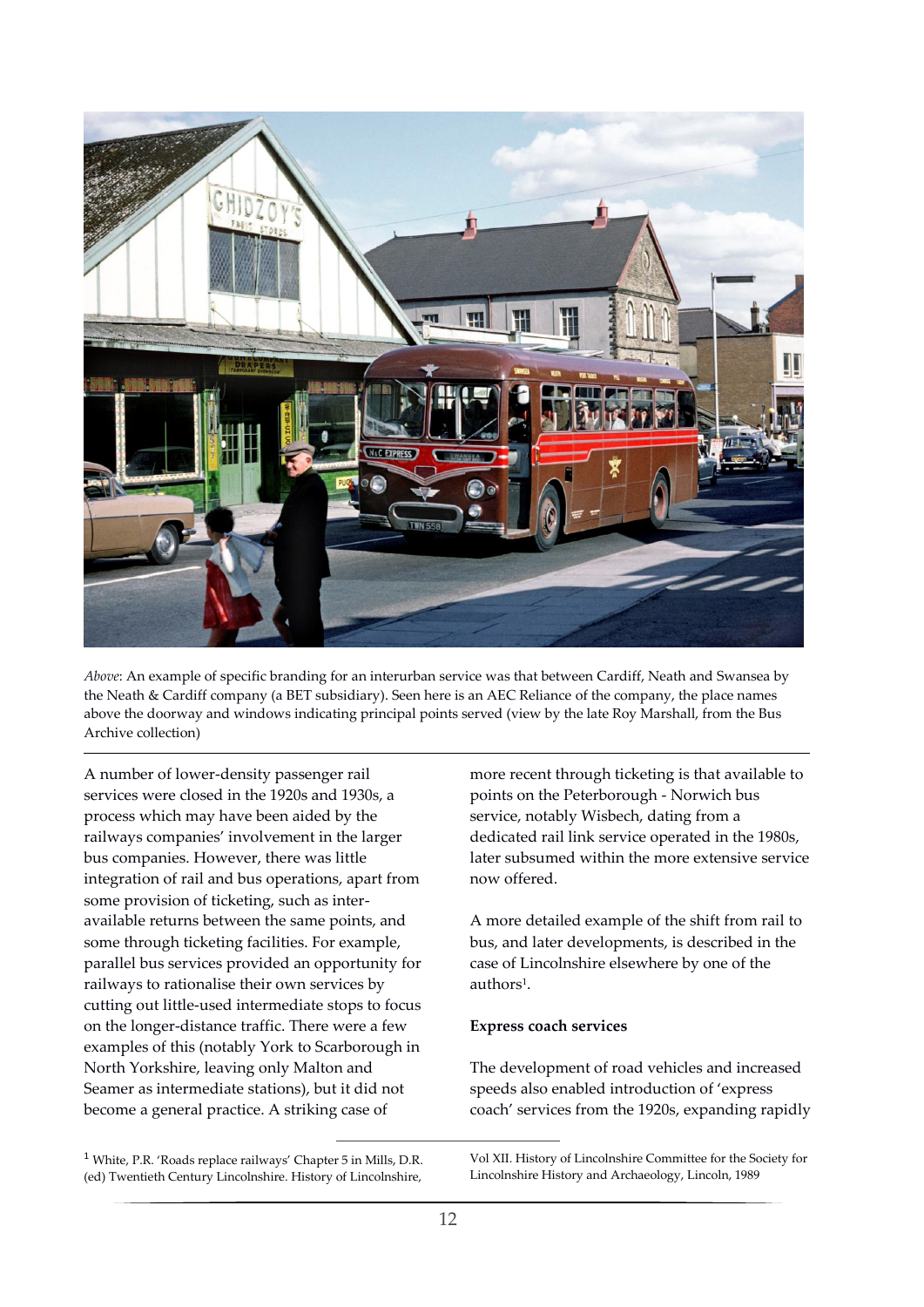*Above*: An example of specific branding for an interurban service was that between Cardiff, Neath and Swansea by the Neath & Cardiff company (a BET subsidiary). Seen here is an AEC Reliance of the company, the place names above the doorway and windows indicating principal points served (view by the late Roy Marshall, from the Bus Archive collection)

A number of lower-density passenger rail services were closed in the 1920s and 1930s, a process which may have been aided by the railways companies' involvement in the larger bus companies. However, there was little integration of rail and bus operations, apart from some provision of ticketing, such as inter-available returns between the same points, and some through ticketing facilities. For example, parallel bus services provided an opportunity for railways to rationalise their own services by cutting out little-used intermediate stops to focus on the longer-distance traffic. There were a few examples of this (notably York to Scarborough in North Yorkshire, leaving only Malton and Seamer as intermediate stations), but it did not become a general practice. A striking case of more recent through ticketing is that available to points on the Peterborough - Norwich bus service, notably Wisbech, dating from a dedicated rail link service operated in the 1980s, later subsumed within the more extensive service now offered.

A more detailed example of the shift from rail to bus, and later developments, is described in the case of Lincolnshire elsewhere by one of the authors[1].

**Express coach services**

The development of road vehicles and increased speeds also enabled introduction of 'express coach' services from the 1920s, expanding rapidly

[1] White, P.R. 'Roads replace railways' Chapter 5 in Mills, D.R. (ed) Twentieth Century Lincolnshire. History of Lincolnshire, Vol XII. History of Lincolnshire Committee for the Society for Lincolnshire History and Archaeology, Lincoln, 1989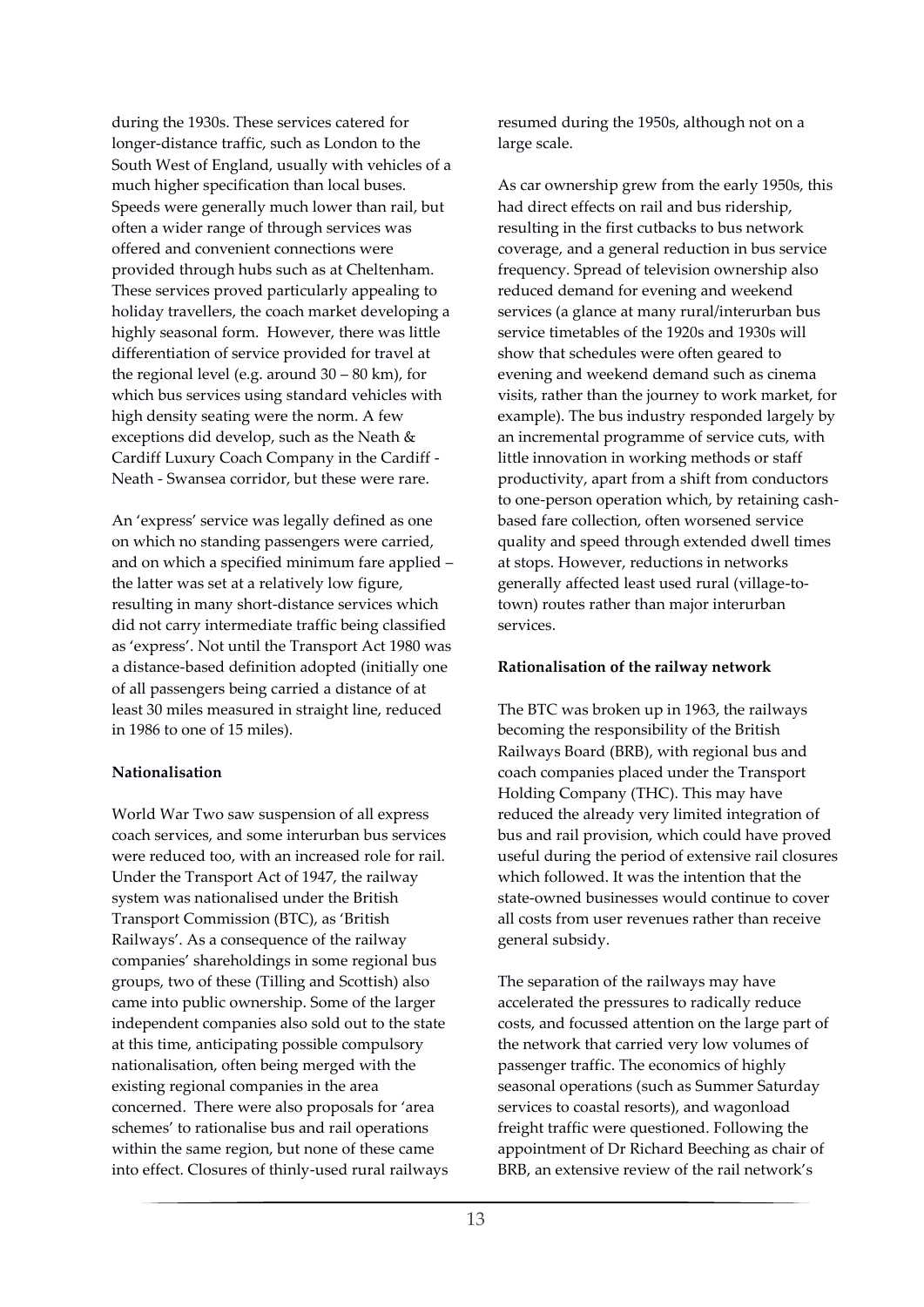during the 1930s. These services catered for longer-distance traffic, such as London to the South West of England, usually with vehicles of a much higher specification than local buses. Speeds were generally much lower than rail, but often a wider range of through services was offered and convenient connections were provided through hubs such as at Cheltenham. These services proved particularly appealing to holiday travellers, the coach market developing a highly seasonal form. However, there was little differentiation of service provided for travel at the regional level (e.g. around 30 – 80 km), for which bus services using standard vehicles with high density seating were the norm. A few exceptions did develop, such as the Neath & Cardiff Luxury Coach Company in the Cardiff - Neath - Swansea corridor, but these were rare.

An 'express' service was legally defined as one on which no standing passengers were carried, and on which a specified minimum fare applied – the latter was set at a relatively low figure, resulting in many short-distance services which did not carry intermediate traffic being classified as 'express'. Not until the Transport Act 1980 was a distance-based definition adopted (initially one of all passengers being carried a distance of at least 30 miles measured in straight line, reduced in 1986 to one of 15 miles).

**Nationalisation**

World War Two saw suspension of all express coach services, and some interurban bus services were reduced too, with an increased role for rail. Under the Transport Act of 1947, the railway system was nationalised under the British Transport Commission (BTC), as 'British Railways'. As a consequence of the railway companies' shareholdings in some regional bus groups, two of these (Tilling and Scottish) also came into public ownership. Some of the larger independent companies also sold out to the state at this time, anticipating possible compulsory nationalisation, often being merged with the existing regional companies in the area concerned. There were also proposals for 'area schemes' to rationalise bus and rail operations within the same region, but none of these came into effect. Closures of thinly-used rural railways resumed during the 1950s, although not on a large scale.

As car ownership grew from the early 1950s, this had direct effects on rail and bus ridership, resulting in the first cutbacks to bus network coverage, and a general reduction in bus service frequency. Spread of television ownership also reduced demand for evening and weekend services (a glance at many rural/interurban bus service timetables of the 1920s and 1930s will show that schedules were often geared to evening and weekend demand such as cinema visits, rather than the journey to work market, for example). The bus industry responded largely by an incremental programme of service cuts, with little innovation in working methods or staff productivity, apart from a shift from conductors to one-person operation which, by retaining cash-based fare collection, often worsened service quality and speed through extended dwell times at stops. However, reductions in networks generally affected least used rural (village-to-town) routes rather than major interurban services.

**Rationalisation of the railway network**

The BTC was broken up in 1963, the railways becoming the responsibility of the British Railways Board (BRB), with regional bus and coach companies placed under the Transport Holding Company (THC). This may have reduced the already very limited integration of bus and rail provision, which could have proved useful during the period of extensive rail closures which followed. It was the intention that the state-owned businesses would continue to cover all costs from user revenues rather than receive general subsidy.

The separation of the railways may have accelerated the pressures to radically reduce costs, and focussed attention on the large part of the network that carried very low volumes of passenger traffic. The economics of highly seasonal operations (such as Summer Saturday services to coastal resorts), and wagonload freight traffic were questioned. Following the appointment of Dr Richard Beeching as chair of BRB, an extensive review of the rail network's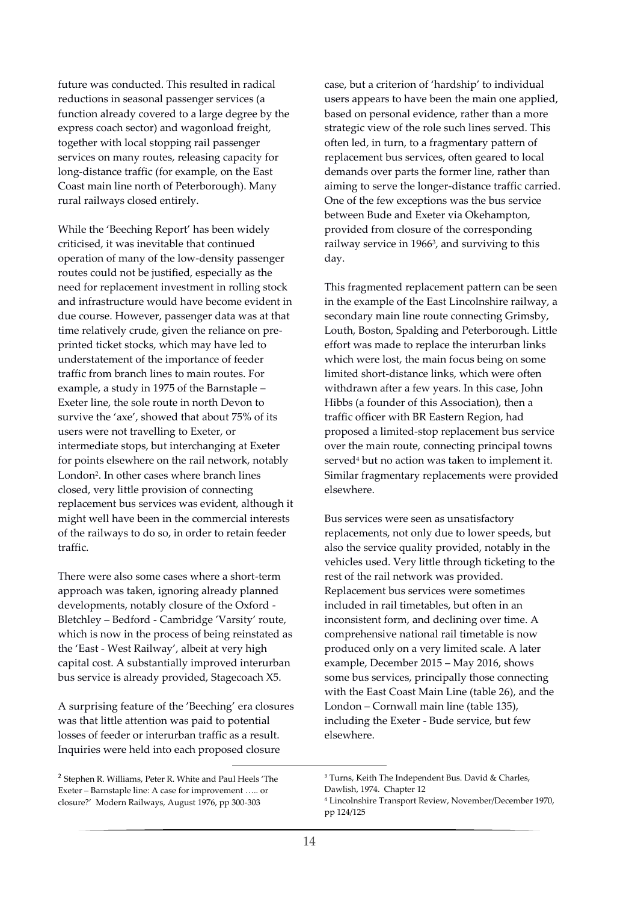future was conducted. This resulted in radical reductions in seasonal passenger services (a function already covered to a large degree by the express coach sector) and wagonload freight, together with local stopping rail passenger services on many routes, releasing capacity for long-distance traffic (for example, on the East Coast main line north of Peterborough). Many rural railways closed entirely.

While the 'Beeching Report' has been widely criticised, it was inevitable that continued operation of many of the low-density passenger routes could not be justified, especially as the need for replacement investment in rolling stock and infrastructure would have become evident in due course. However, passenger data was at that time relatively crude, given the reliance on pre-printed ticket stocks, which may have led to understatement of the importance of feeder traffic from branch lines to main routes. For example, a study in 1975 of the Barnstaple – Exeter line, the sole route in north Devon to survive the 'axe', showed that about 75% of its users were not travelling to Exeter, or intermediate stops, but interchanging at Exeter for points elsewhere on the rail network, notably London[2]. In other cases where branch lines closed, very little provision of connecting replacement bus services was evident, although it might well have been in the commercial interests of the railways to do so, in order to retain feeder traffic.

There were also some cases where a short-term approach was taken, ignoring already planned developments, notably closure of the Oxford - Bletchley – Bedford - Cambridge 'Varsity' route, which is now in the process of being reinstated as the 'East - West Railway', albeit at very high capital cost. A substantially improved interurban bus service is already provided, Stagecoach X5.

A surprising feature of the 'Beeching' era closures was that little attention was paid to potential losses of feeder or interurban traffic as a result. Inquiries were held into each proposed closure case, but a criterion of 'hardship' to individual users appears to have been the main one applied, based on personal evidence, rather than a more strategic view of the role such lines served. This often led, in turn, to a fragmentary pattern of replacement bus services, often geared to local demands over parts the former line, rather than aiming to serve the longer-distance traffic carried. One of the few exceptions was the bus service between Bude and Exeter via Okehampton, provided from closure of the corresponding railway service in 1966[3], and surviving to this day.

This fragmented replacement pattern can be seen in the example of the East Lincolnshire railway, a secondary main line route connecting Grimsby, Louth, Boston, Spalding and Peterborough. Little effort was made to replace the interurban links which were lost, the main focus being on some limited short-distance links, which were often withdrawn after a few years. In this case, John Hibbs (a founder of this Association), then a traffic officer with BR Eastern Region, had proposed a limited-stop replacement bus service over the main route, connecting principal towns served[4] but no action was taken to implement it. Similar fragmentary replacements were provided elsewhere.

Bus services were seen as unsatisfactory replacements, not only due to lower speeds, but also the service quality provided, notably in the vehicles used. Very little through ticketing to the rest of the rail network was provided. Replacement bus services were sometimes included in rail timetables, but often in an inconsistent form, and declining over time. A comprehensive national rail timetable is now produced only on a very limited scale. A later example, December 2015 – May 2016, shows some bus services, principally those connecting with the East Coast Main Line (table 26), and the London – Cornwall main line (table 135), including the Exeter - Bude service, but few elsewhere.

---

[2] Stephen R. Williams, Peter R. White and Paul Heels 'The Exeter – Barnstaple line: A case for improvement ….. or closure?' Modern Railways, August 1976, pp 300-303

[3] Turns, Keith The Independent Bus. David & Charles, Dawlish, 1974. Chapter 12

[4] Lincolnshire Transport Review, November/December 1970, pp 124/125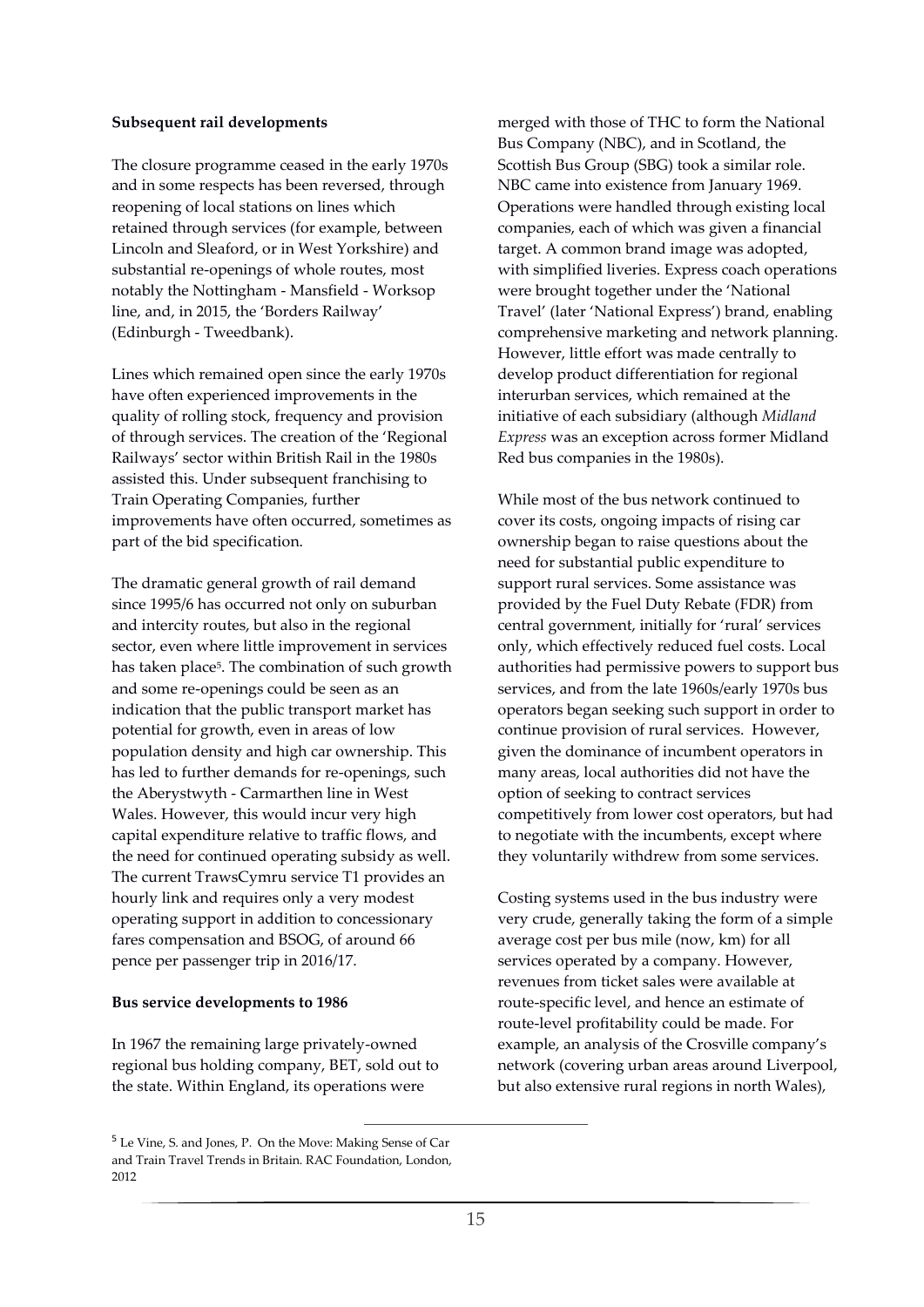**Subsequent rail developments**

The closure programme ceased in the early 1970s and in some respects has been reversed, through reopening of local stations on lines which retained through services (for example, between Lincoln and Sleaford, or in West Yorkshire) and substantial re-openings of whole routes, most notably the Nottingham - Mansfield - Worksop line, and, in 2015, the 'Borders Railway' (Edinburgh - Tweedbank).

Lines which remained open since the early 1970s have often experienced improvements in the quality of rolling stock, frequency and provision of through services. The creation of the 'Regional Railways' sector within British Rail in the 1980s assisted this. Under subsequent franchising to Train Operating Companies, further improvements have often occurred, sometimes as part of the bid specification.

The dramatic general growth of rail demand since 1995/6 has occurred not only on suburban and intercity routes, but also in the regional sector, even where little improvement in services has taken place[5]. The combination of such growth and some re-openings could be seen as an indication that the public transport market has potential for growth, even in areas of low population density and high car ownership. This has led to further demands for re-openings, such the Aberystwyth - Carmarthen line in West Wales. However, this would incur very high capital expenditure relative to traffic flows, and the need for continued operating subsidy as well. The current TrawsCymru service T1 provides an hourly link and requires only a very modest operating support in addition to concessionary fares compensation and BSOG, of around 66 pence per passenger trip in 2016/17.

**Bus service developments to 1986**

In 1967 the remaining large privately-owned regional bus holding company, BET, sold out to the state. Within England, its operations were merged with those of THC to form the National Bus Company (NBC), and in Scotland, the Scottish Bus Group (SBG) took a similar role. NBC came into existence from January 1969. Operations were handled through existing local companies, each of which was given a financial target. A common brand image was adopted, with simplified liveries. Express coach operations were brought together under the 'National Travel' (later 'National Express') brand, enabling comprehensive marketing and network planning. However, little effort was made centrally to develop product differentiation for regional interurban services, which remained at the initiative of each subsidiary (although *Midland Express* was an exception across former Midland Red bus companies in the 1980s).

While most of the bus network continued to cover its costs, ongoing impacts of rising car ownership began to raise questions about the need for substantial public expenditure to support rural services. Some assistance was provided by the Fuel Duty Rebate (FDR) from central government, initially for 'rural' services only, which effectively reduced fuel costs. Local authorities had permissive powers to support bus services, and from the late 1960s/early 1970s bus operators began seeking such support in order to continue provision of rural services. However, given the dominance of incumbent operators in many areas, local authorities did not have the option of seeking to contract services competitively from lower cost operators, but had to negotiate with the incumbents, except where they voluntarily withdrew from some services.

Costing systems used in the bus industry were very crude, generally taking the form of a simple average cost per bus mile (now, km) for all services operated by a company. However, revenues from ticket sales were available at route-specific level, and hence an estimate of route-level profitability could be made. For example, an analysis of the Crosville company's network (covering urban areas around Liverpool, but also extensive rural regions in north Wales),

---

[5] Le Vine, S. and Jones, P. On the Move: Making Sense of Car and Train Travel Trends in Britain. RAC Foundation, London, 2012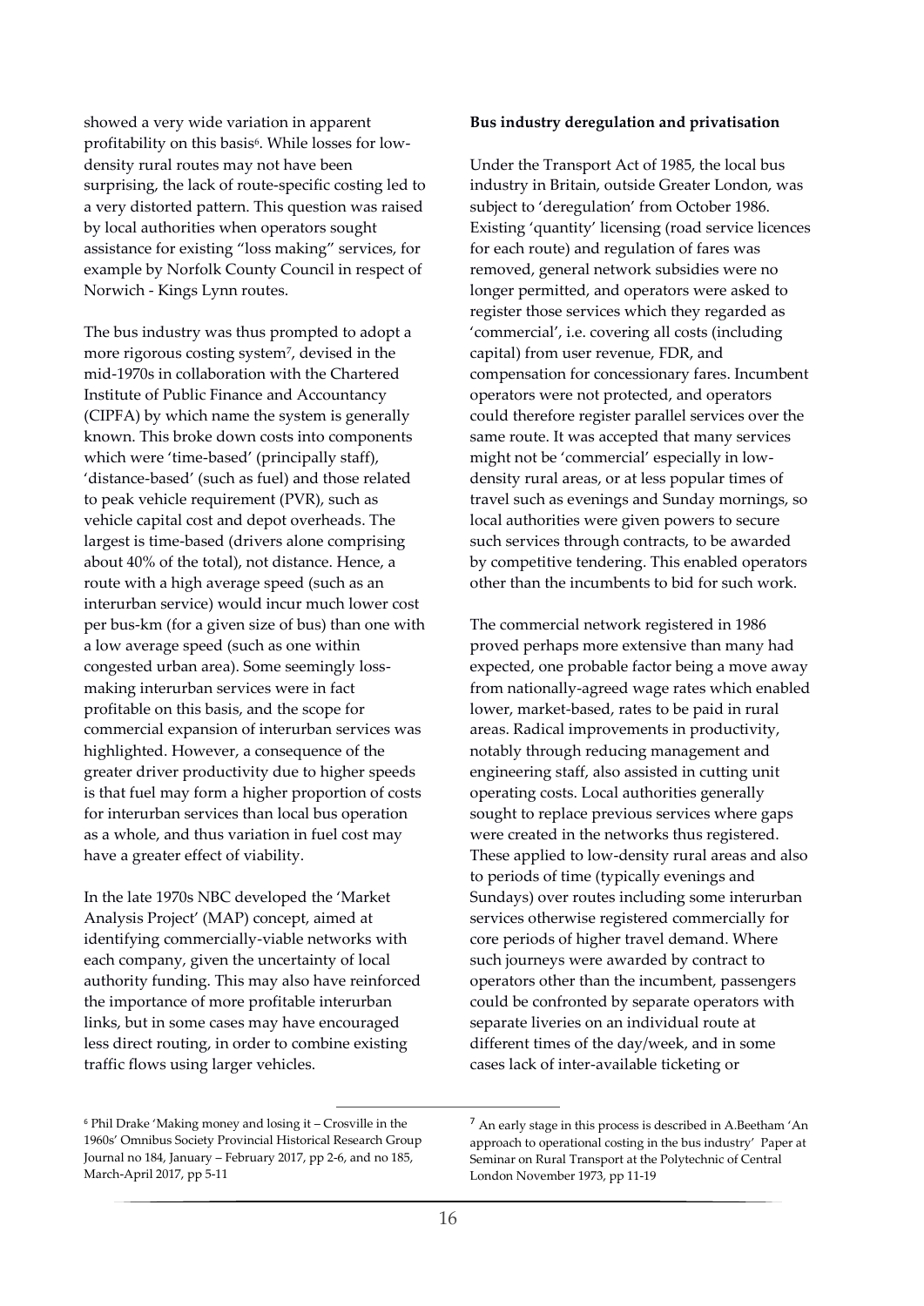showed a very wide variation in apparent profitability on this basis[6]. While losses for low-density rural routes may not have been surprising, the lack of route-specific costing led to a very distorted pattern. This question was raised by local authorities when operators sought assistance for existing "loss making" services, for example by Norfolk County Council in respect of Norwich - Kings Lynn routes.

The bus industry was thus prompted to adopt a more rigorous costing system[7], devised in the mid-1970s in collaboration with the Chartered Institute of Public Finance and Accountancy (CIPFA) by which name the system is generally known. This broke down costs into components which were 'time-based' (principally staff), 'distance-based' (such as fuel) and those related to peak vehicle requirement (PVR), such as vehicle capital cost and depot overheads. The largest is time-based (drivers alone comprising about 40% of the total), not distance. Hence, a route with a high average speed (such as an interurban service) would incur much lower cost per bus-km (for a given size of bus) than one with a low average speed (such as one within congested urban area). Some seemingly loss-making interurban services were in fact profitable on this basis, and the scope for commercial expansion of interurban services was highlighted. However, a consequence of the greater driver productivity due to higher speeds is that fuel may form a higher proportion of costs for interurban services than local bus operation as a whole, and thus variation in fuel cost may have a greater effect of viability.

In the late 1970s NBC developed the 'Market Analysis Project' (MAP) concept, aimed at identifying commercially-viable networks with each company, given the uncertainty of local authority funding. This may also have reinforced the importance of more profitable interurban links, but in some cases may have encouraged less direct routing, in order to combine existing traffic flows using larger vehicles.

**Bus industry deregulation and privatisation**

Under the Transport Act of 1985, the local bus industry in Britain, outside Greater London, was subject to 'deregulation' from October 1986. Existing 'quantity' licensing (road service licences for each route) and regulation of fares was removed, general network subsidies were no longer permitted, and operators were asked to register those services which they regarded as 'commercial', i.e. covering all costs (including capital) from user revenue, FDR, and compensation for concessionary fares. Incumbent operators were not protected, and operators could therefore register parallel services over the same route. It was accepted that many services might not be 'commercial' especially in low-density rural areas, or at less popular times of travel such as evenings and Sunday mornings, so local authorities were given powers to secure such services through contracts, to be awarded by competitive tendering. This enabled operators other than the incumbents to bid for such work.

The commercial network registered in 1986 proved perhaps more extensive than many had expected, one probable factor being a move away from nationally-agreed wage rates which enabled lower, market-based, rates to be paid in rural areas. Radical improvements in productivity, notably through reducing management and engineering staff, also assisted in cutting unit operating costs. Local authorities generally sought to replace previous services where gaps were created in the networks thus registered. These applied to low-density rural areas and also to periods of time (typically evenings and Sundays) over routes including some interurban services otherwise registered commercially for core periods of higher travel demand. Where such journeys were awarded by contract to operators other than the incumbent, passengers could be confronted by separate operators with separate liveries on an individual route at different times of the day/week, and in some cases lack of inter-available ticketing or

[6] Phil Drake 'Making money and losing it – Crosville in the 1960s' Omnibus Society Provincial Historical Research Group Journal no 184, January – February 2017, pp 2-6, and no 185, March-April 2017, pp 5-11

[7] An early stage in this process is described in A.Beetham 'An approach to operational costing in the bus industry' Paper at Seminar on Rural Transport at the Polytechnic of Central London November 1973, pp 11-19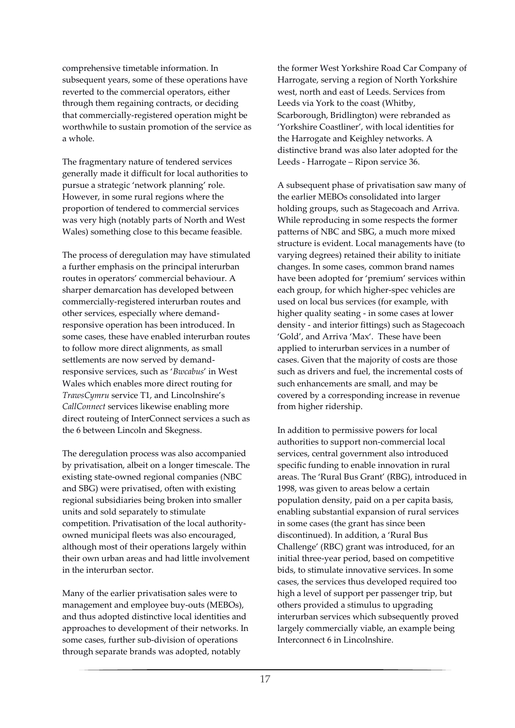comprehensive timetable information. In subsequent years, some of these operations have reverted to the commercial operators, either through them regaining contracts, or deciding that commercially-registered operation might be worthwhile to sustain promotion of the service as a whole.

The fragmentary nature of tendered services generally made it difficult for local authorities to pursue a strategic 'network planning' role. However, in some rural regions where the proportion of tendered to commercial services was very high (notably parts of North and West Wales) something close to this became feasible.

The process of deregulation may have stimulated a further emphasis on the principal interurban routes in operators' commercial behaviour. A sharper demarcation has developed between commercially-registered interurban routes and other services, especially where demand-responsive operation has been introduced. In some cases, these have enabled interurban routes to follow more direct alignments, as small settlements are now served by demand-responsive services, such as '*Bwcabus*' in West Wales which enables more direct routing for *TrawsCymru* service T1, and Lincolnshire's *CallConnect* services likewise enabling more direct routeing of InterConnect services a such as the 6 between Lincoln and Skegness.

The deregulation process was also accompanied by privatisation, albeit on a longer timescale. The existing state-owned regional companies (NBC and SBG) were privatised, often with existing regional subsidiaries being broken into smaller units and sold separately to stimulate competition. Privatisation of the local authority-owned municipal fleets was also encouraged, although most of their operations largely within their own urban areas and had little involvement in the interurban sector.

Many of the earlier privatisation sales were to management and employee buy-outs (MEBOs), and thus adopted distinctive local identities and approaches to development of their networks. In some cases, further sub-division of operations through separate brands was adopted, notably the former West Yorkshire Road Car Company of Harrogate, serving a region of North Yorkshire west, north and east of Leeds. Services from Leeds via York to the coast (Whitby, Scarborough, Bridlington) were rebranded as 'Yorkshire Coastliner', with local identities for the Harrogate and Keighley networks. A distinctive brand was also later adopted for the Leeds - Harrogate – Ripon service 36.

A subsequent phase of privatisation saw many of the earlier MEBOs consolidated into larger holding groups, such as Stagecoach and Arriva. While reproducing in some respects the former patterns of NBC and SBG, a much more mixed structure is evident. Local managements have (to varying degrees) retained their ability to initiate changes. In some cases, common brand names have been adopted for 'premium' services within each group, for which higher-spec vehicles are used on local bus services (for example, with higher quality seating - in some cases at lower density - and interior fittings) such as Stagecoach 'Gold', and Arriva 'Max'. These have been applied to interurban services in a number of cases. Given that the majority of costs are those such as drivers and fuel, the incremental costs of such enhancements are small, and may be covered by a corresponding increase in revenue from higher ridership.

In addition to permissive powers for local authorities to support non-commercial local services, central government also introduced specific funding to enable innovation in rural areas. The 'Rural Bus Grant' (RBG), introduced in 1998, was given to areas below a certain population density, paid on a per capita basis, enabling substantial expansion of rural services in some cases (the grant has since been discontinued). In addition, a 'Rural Bus Challenge' (RBC) grant was introduced, for an initial three-year period, based on competitive bids, to stimulate innovative services. In some cases, the services thus developed required too high a level of support per passenger trip, but others provided a stimulus to upgrading interurban services which subsequently proved largely commercially viable, an example being Interconnect 6 in Lincolnshire.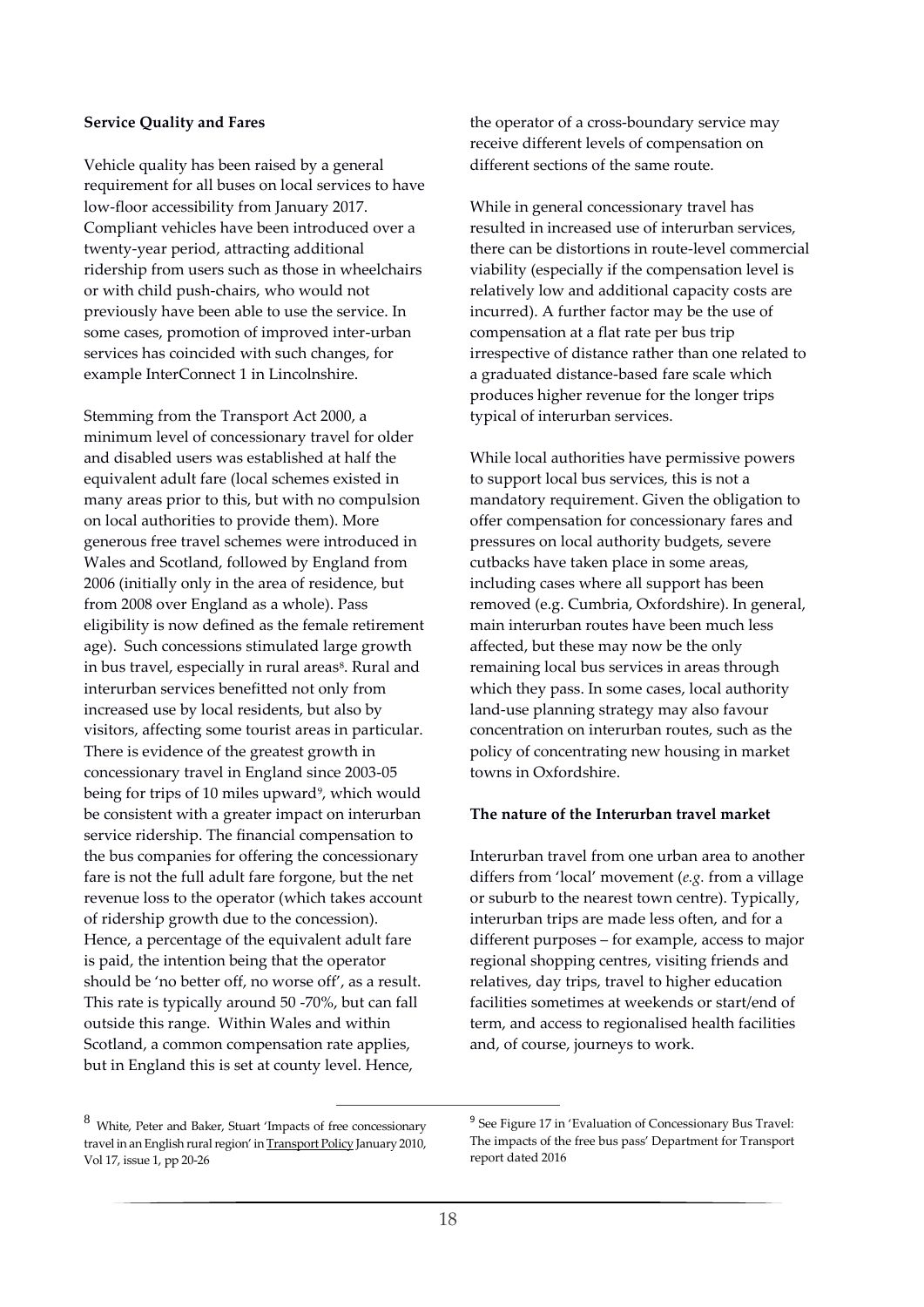**Service Quality and Fares**

Vehicle quality has been raised by a general requirement for all buses on local services to have low-floor accessibility from January 2017. Compliant vehicles have been introduced over a twenty-year period, attracting additional ridership from users such as those in wheelchairs or with child push-chairs, who would not previously have been able to use the service. In some cases, promotion of improved inter-urban services has coincided with such changes, for example InterConnect 1 in Lincolnshire.

Stemming from the Transport Act 2000, a minimum level of concessionary travel for older and disabled users was established at half the equivalent adult fare (local schemes existed in many areas prior to this, but with no compulsion on local authorities to provide them). More generous free travel schemes were introduced in Wales and Scotland, followed by England from 2006 (initially only in the area of residence, but from 2008 over England as a whole). Pass eligibility is now defined as the female retirement age). Such concessions stimulated large growth in bus travel, especially in rural areas[8]. Rural and interurban services benefitted not only from increased use by local residents, but also by visitors, affecting some tourist areas in particular. There is evidence of the greatest growth in concessionary travel in England since 2003-05 being for trips of 10 miles upward[9], which would be consistent with a greater impact on interurban service ridership. The financial compensation to the bus companies for offering the concessionary fare is not the full adult fare forgone, but the net revenue loss to the operator (which takes account of ridership growth due to the concession). Hence, a percentage of the equivalent adult fare is paid, the intention being that the operator should be 'no better off, no worse off', as a result. This rate is typically around 50 -70%, but can fall outside this range. Within Wales and within Scotland, a common compensation rate applies, but in England this is set at county level. Hence, the operator of a cross-boundary service may receive different levels of compensation on different sections of the same route.

While in general concessionary travel has resulted in increased use of interurban services, there can be distortions in route-level commercial viability (especially if the compensation level is relatively low and additional capacity costs are incurred). A further factor may be the use of compensation at a flat rate per bus trip irrespective of distance rather than one related to a graduated distance-based fare scale which produces higher revenue for the longer trips typical of interurban services.

While local authorities have permissive powers to support local bus services, this is not a mandatory requirement. Given the obligation to offer compensation for concessionary fares and pressures on local authority budgets, severe cutbacks have taken place in some areas, including cases where all support has been removed (e.g. Cumbria, Oxfordshire). In general, main interurban routes have been much less affected, but these may now be the only remaining local bus services in areas through which they pass. In some cases, local authority land-use planning strategy may also favour concentration on interurban routes, such as the policy of concentrating new housing in market towns in Oxfordshire.

**The nature of the Interurban travel market**

Interurban travel from one urban area to another differs from 'local' movement (*e.g.* from a village or suburb to the nearest town centre). Typically, interurban trips are made less often, and for a different purposes – for example, access to major regional shopping centres, visiting friends and relatives, day trips, travel to higher education facilities sometimes at weekends or start/end of term, and access to regionalised health facilities and, of course, journeys to work.

---

[8] White, Peter and Baker, Stuart 'Impacts of free concessionary travel in an English rural region' in Transport Policy January 2010, Vol 17, issue 1, pp 20-26

[9] See Figure 17 in 'Evaluation of Concessionary Bus Travel: The impacts of the free bus pass' Department for Transport report dated 2016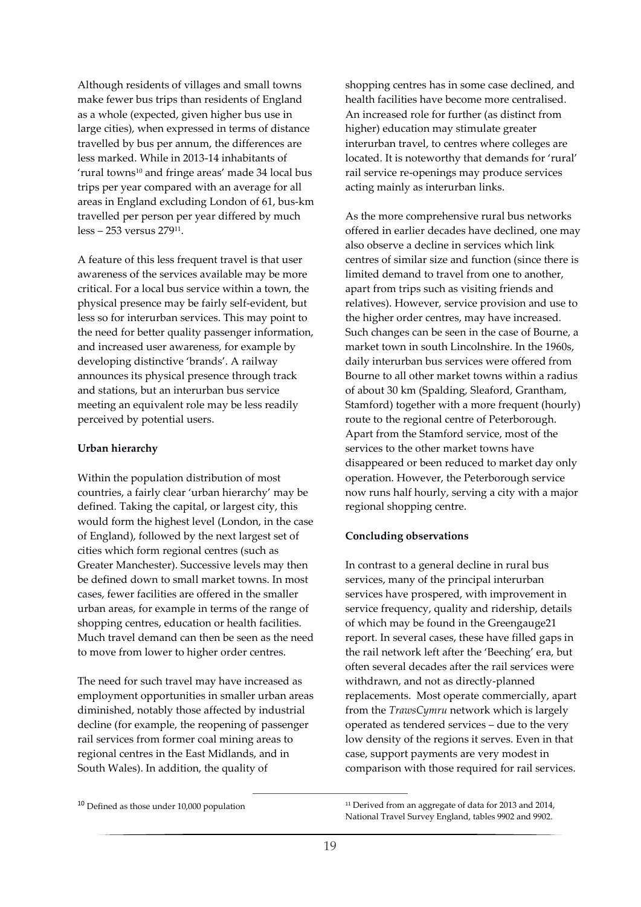Although residents of villages and small towns make fewer bus trips than residents of England as a whole (expected, given higher bus use in large cities), when expressed in terms of distance travelled by bus per annum, the differences are less marked. While in 2013-14 inhabitants of 'rural towns[10] and fringe areas' made 34 local bus trips per year compared with an average for all areas in England excluding London of 61, bus-km travelled per person per year differed by much less – 253 versus 279[11].

A feature of this less frequent travel is that user awareness of the services available may be more critical. For a local bus service within a town, the physical presence may be fairly self-evident, but less so for interurban services. This may point to the need for better quality passenger information, and increased user awareness, for example by developing distinctive 'brands'. A railway announces its physical presence through track and stations, but an interurban bus service meeting an equivalent role may be less readily perceived by potential users.

**Urban hierarchy**

Within the population distribution of most countries, a fairly clear 'urban hierarchy' may be defined. Taking the capital, or largest city, this would form the highest level (London, in the case of England), followed by the next largest set of cities which form regional centres (such as Greater Manchester). Successive levels may then be defined down to small market towns. In most cases, fewer facilities are offered in the smaller urban areas, for example in terms of the range of shopping centres, education or health facilities. Much travel demand can then be seen as the need to move from lower to higher order centres.

The need for such travel may have increased as employment opportunities in smaller urban areas diminished, notably those affected by industrial decline (for example, the reopening of passenger rail services from former coal mining areas to regional centres in the East Midlands, and in South Wales). In addition, the quality of shopping centres has in some case declined, and health facilities have become more centralised. An increased role for further (as distinct from higher) education may stimulate greater interurban travel, to centres where colleges are located. It is noteworthy that demands for 'rural' rail service re-openings may produce services acting mainly as interurban links.

As the more comprehensive rural bus networks offered in earlier decades have declined, one may also observe a decline in services which link centres of similar size and function (since there is limited demand to travel from one to another, apart from trips such as visiting friends and relatives). However, service provision and use to the higher order centres, may have increased. Such changes can be seen in the case of Bourne, a market town in south Lincolnshire. In the 1960s, daily interurban bus services were offered from Bourne to all other market towns within a radius of about 30 km (Spalding, Sleaford, Grantham, Stamford) together with a more frequent (hourly) route to the regional centre of Peterborough. Apart from the Stamford service, most of the services to the other market towns have disappeared or been reduced to market day only operation. However, the Peterborough service now runs half hourly, serving a city with a major regional shopping centre.

**Concluding observations**

In contrast to a general decline in rural bus services, many of the principal interurban services have prospered, with improvement in service frequency, quality and ridership, details of which may be found in the Greengauge21 report. In several cases, these have filled gaps in the rail network left after the 'Beeching' era, but often several decades after the rail services were withdrawn, and not as directly-planned replacements. Most operate commercially, apart from the *TrawsCymru* network which is largely operated as tendered services – due to the very low density of the regions it serves. Even in that case, support payments are very modest in comparison with those required for rail services.

[10] Defined as those under 10,000 population

[11] Derived from an aggregate of data for 2013 and 2014, National Travel Survey England, tables 9902 and 9902.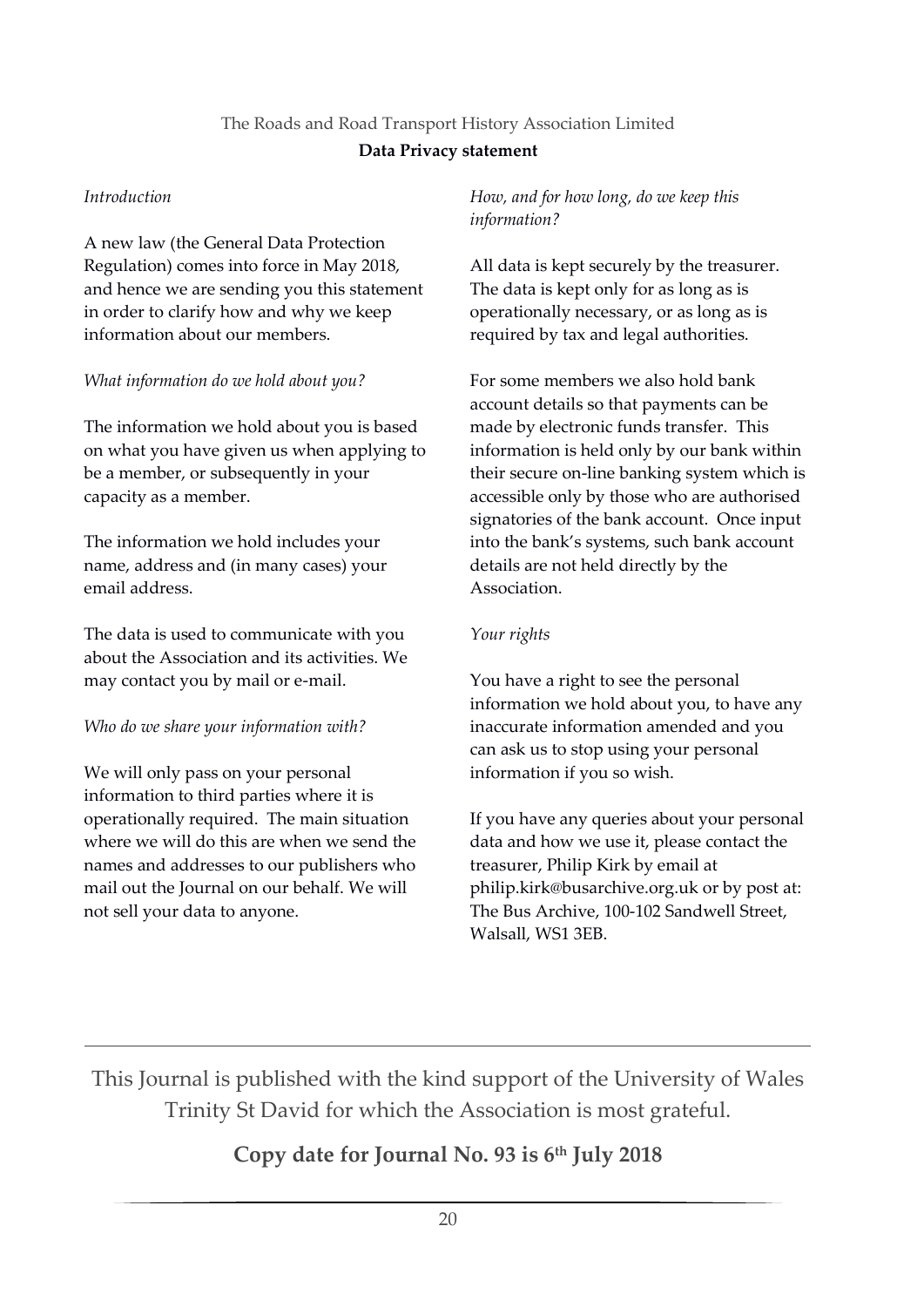The Roads and Road Transport History Association Limited

## Data Privacy statement

*Introduction*

A new law (the General Data Protection Regulation) comes into force in May 2018, and hence we are sending you this statement in order to clarify how and why we keep information about our members.

*What information do we hold about you?*

The information we hold about you is based on what you have given us when applying to be a member, or subsequently in your capacity as a member.

The information we hold includes your name, address and (in many cases) your email address.

The data is used to communicate with you about the Association and its activities. We may contact you by mail or e-mail.

*Who do we share your information with?*

We will only pass on your personal information to third parties where it is operationally required. The main situation where we will do this are when we send the names and addresses to our publishers who mail out the Journal on our behalf. We will not sell your data to anyone.

*How, and for how long, do we keep this information?*

All data is kept securely by the treasurer. The data is kept only for as long as is operationally necessary, or as long as is required by tax and legal authorities.

For some members we also hold bank account details so that payments can be made by electronic funds transfer. This information is held only by our bank within their secure on-line banking system which is accessible only by those who are authorised signatories of the bank account. Once input into the bank's systems, such bank account details are not held directly by the Association.

*Your rights*

You have a right to see the personal information we hold about you, to have any inaccurate information amended and you can ask us to stop using your personal information if you so wish.

If you have any queries about your personal data and how we use it, please contact the treasurer, Philip Kirk by email at philip.kirk@busarchive.org.uk or by post at: The Bus Archive, 100-102 Sandwell Street, Walsall, WS1 3EB.

---

This Journal is published with the kind support of the University of Wales Trinity St David for which the Association is most grateful.

**Copy date for Journal No. 93 is 6th July 2018**